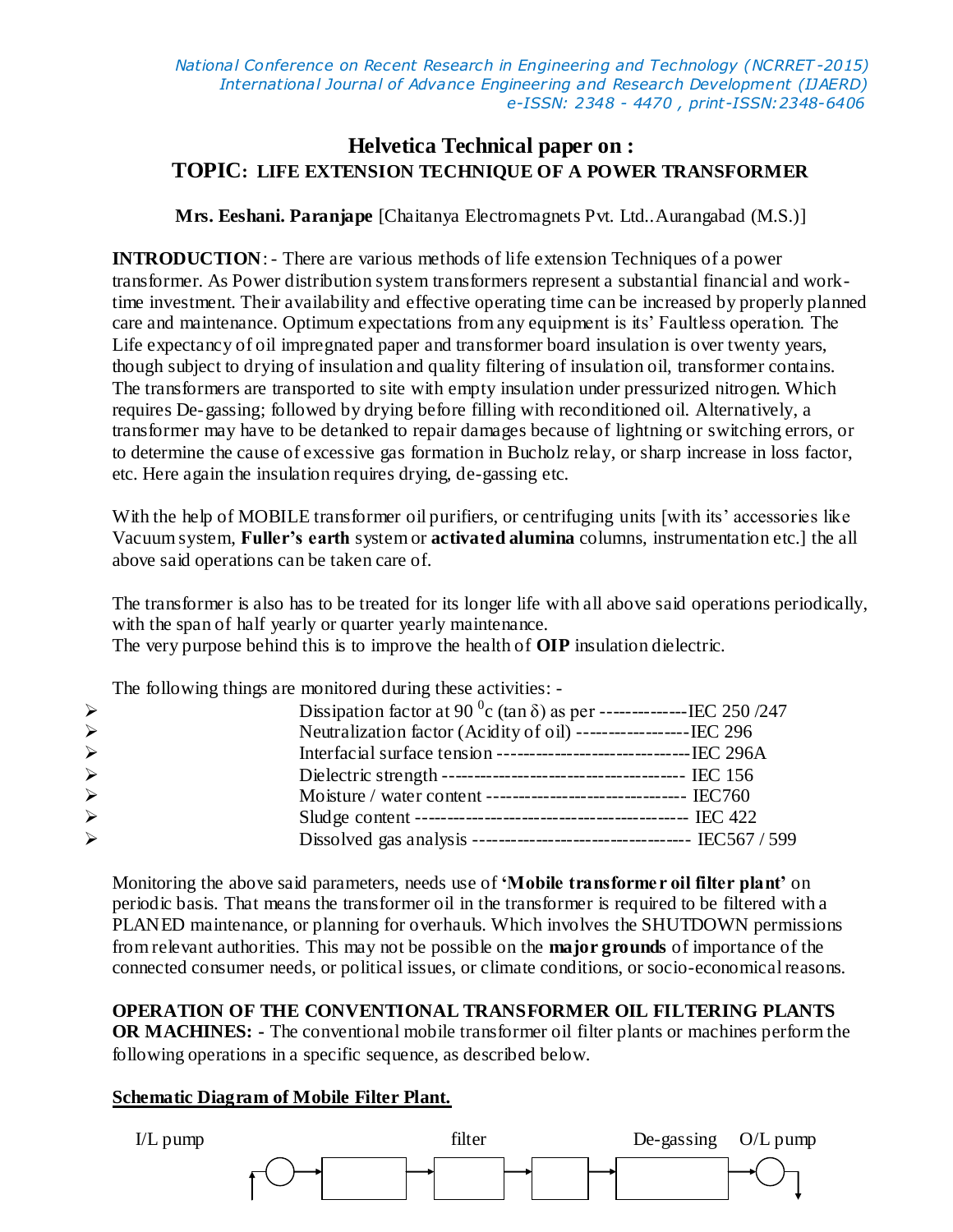# Helvetica Technical paper on :

## TOPIC: LIFE EXTENSION TECHNIQUE OF A POWER TRANSFORMER

**Mrs. Eeshani. Paranjape** [Chaitanya Electromagnets Pvt. Ltd..Aurangabad (M.S.)]

**INTRODUCTION**: - There are various methods of life extension Techniques of a power transformer. As Power distribution system transformers represent a substantial financial and work-time investment. Their availability and effective operating time can be increased by properly planned care and maintenance. Optimum expectations from any equipment is its' Faultless operation. The Life expectancy of oil impregnated paper and transformer board insulation is over twenty years, though subject to drying of insulation and quality filtering of insulation oil, transformer contains. The transformers are transported to site with empty insulation under pressurized nitrogen. Which requires De-gassing; followed by drying before filling with reconditioned oil. Alternatively, a transformer may have to be detanked to repair damages because of lightning or switching errors, or to determine the cause of excessive gas formation in Bucholz relay, or sharp increase in loss factor, etc. Here again the insulation requires drying, de-gassing etc.

With the help of MOBILE transformer oil purifiers, or centrifuging units [with its' accessories like Vacuum system, **Fuller's earth** system or **activated alumina** columns, instrumentation etc.] the all above said operations can be taken care of.

The transformer is also has to be treated for its longer life with all above said operations periodically, with the span of half yearly or quarter yearly maintenance.
The very purpose behind this is to improve the health of **OIP** insulation dielectric.

The following things are monitored during these activities: -

- Dissipation factor at 90 $^{0}$c (tan $\delta$) as per --------------IEC 250 /247
- Neutralization factor (Acidity of oil) ------------------IEC 296
- Interfacial surface tension -------------------------------IEC 296A
- Dielectric strength -------------------------------------- IEC 156
- Moisture / water content -------------------------------- IEC760
- Sludge content ------------------------------------------- IEC 422
- Dissolved gas analysis ---------------------------------- IEC567 / 599

Monitoring the above said parameters, needs use of **'Mobile transformer oil filter plant'** on periodic basis. That means the transformer oil in the transformer is required to be filtered with a PLANED maintenance, or planning for overhauls. Which involves the SHUTDOWN permissions from relevant authorities. This may not be possible on the **major grounds** of importance of the connected consumer needs, or political issues, or climate conditions, or socio-economical reasons.

**OPERATION OF THE CONVENTIONAL TRANSFORMER OIL FILTERING PLANTS OR MACHINES: -** The conventional mobile transformer oil filter plants or machines perform the following operations in a specific sequence, as described below.

**Schematic Diagram of Mobile Filter Plant.**

I/L pump → [ ] → filter [ ] → [ ] → De-gassing [ ] → O/L pump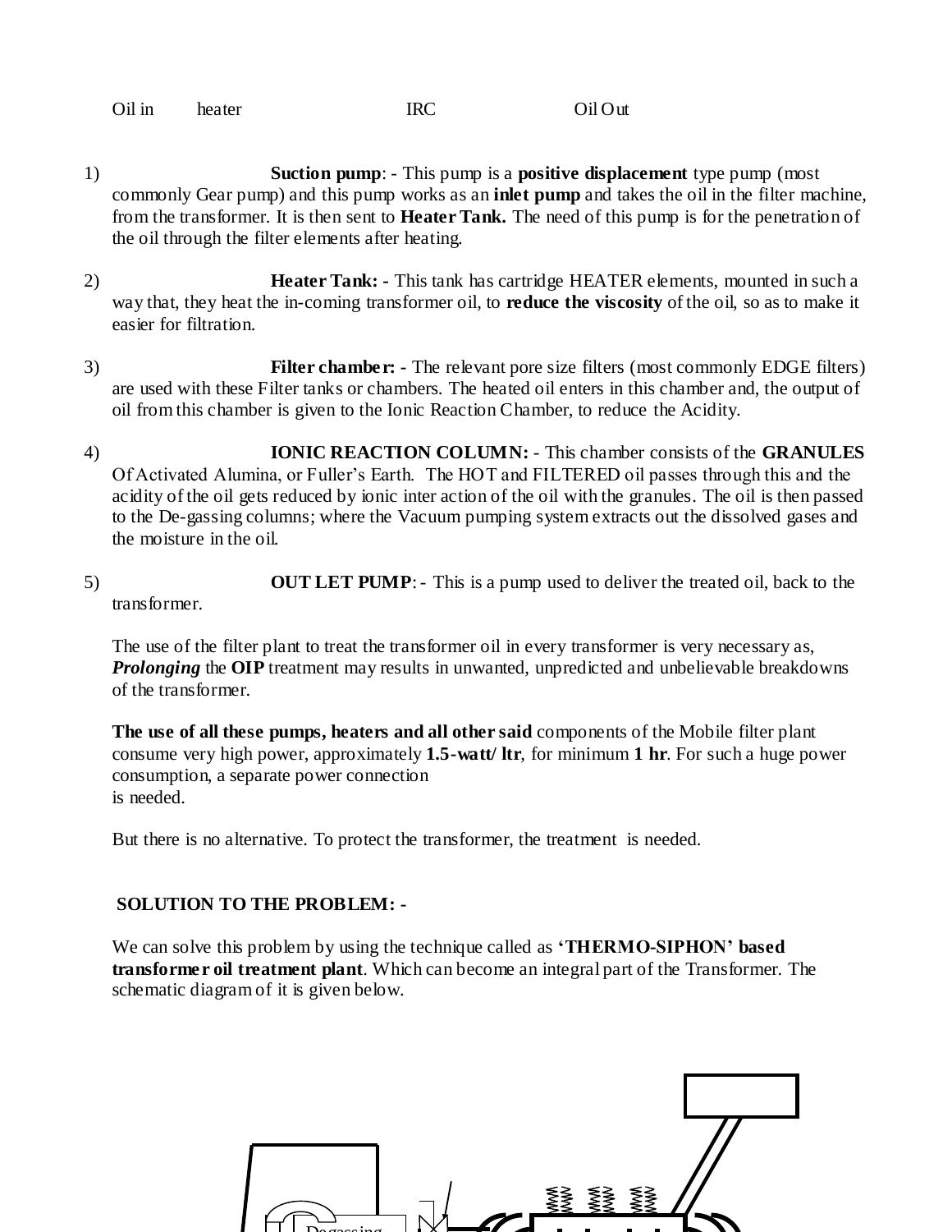Oil in heater IRC Oil Out

1) **Suction pump**: - This pump is a **positive displacement** type pump (most commonly Gear pump) and this pump works as an **inlet pump** and takes the oil in the filter machine, from the transformer. It is then sent to **Heater Tank.** The need of this pump is for the penetration of the oil through the filter elements after heating.

2) **Heater Tank: -** This tank has cartridge HEATER elements, mounted in such a way that, they heat the in-coming transformer oil, to **reduce the viscosity** of the oil, so as to make it easier for filtration.

3) **Filter chamber: -** The relevant pore size filters (most commonly EDGE filters) are used with these Filter tanks or chambers. The heated oil enters in this chamber and, the output of oil from this chamber is given to the Ionic Reaction Chamber, to reduce the Acidity.

4) **IONIC REACTION COLUMN:** - This chamber consists of the **GRANULES** Of Activated Alumina, or Fuller's Earth. The HOT and FILTERED oil passes through this and the acidity of the oil gets reduced by ionic inter action of the oil with the granules. The oil is then passed to the De-gassing columns; where the Vacuum pumping system extracts out the dissolved gases and the moisture in the oil.

5) **OUT LET PUMP**: - This is a pump used to deliver the treated oil, back to the transformer.

The use of the filter plant to treat the transformer oil in every transformer is very necessary as, ***Prolonging*** the **OIP** treatment may results in unwanted, unpredicted and unbelievable breakdowns of the transformer.

**The use of all these pumps, heaters and all other said** components of the Mobile filter plant consume very high power, approximately **1.5-watt/ ltr**, for minimum **1 hr**. For such a huge power consumption, a separate power connection
is needed.

But there is no alternative. To protect the transformer, the treatment is needed.

**SOLUTION TO THE PROBLEM: -**

We can solve this problem by using the technique called as **'THERMO-SIPHON' based transformer oil treatment plant**. Which can become an integral part of the Transformer. The schematic diagram of it is given below.

Degassing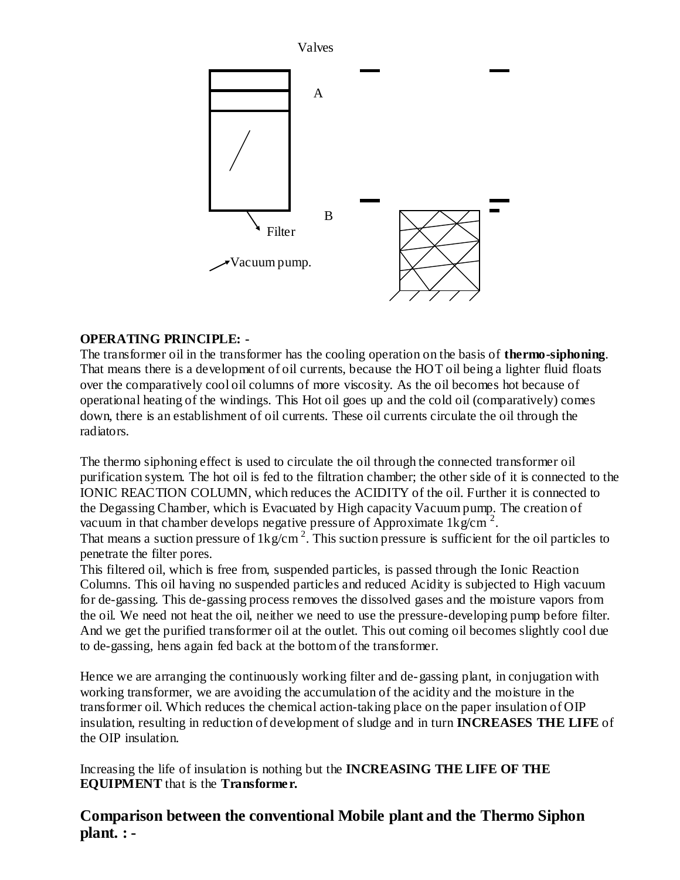Valves

A

B

Filter

Vacuum pump.

**OPERATING PRINCIPLE: -**

The transformer oil in the transformer has the cooling operation on the basis of **thermo-siphoning**. That means there is a development of oil currents, because the HOT oil being a lighter fluid floats over the comparatively cool oil columns of more viscosity. As the oil becomes hot because of operational heating of the windings. This Hot oil goes up and the cold oil (comparatively) comes down, there is an establishment of oil currents. These oil currents circulate the oil through the radiators.

The thermo siphoning effect is used to circulate the oil through the connected transformer oil purification system. The hot oil is fed to the filtration chamber; the other side of it is connected to the IONIC REACTION COLUMN, which reduces the ACIDITY of the oil. Further it is connected to the Degassing Chamber, which is Evacuated by High capacity Vacuum pump. The creation of vacuum in that chamber develops negative pressure of Approximate $1kg/cm^2$.
That means a suction pressure of $1kg/cm^2$. This suction pressure is sufficient for the oil particles to penetrate the filter pores.
This filtered oil, which is free from, suspended particles, is passed through the Ionic Reaction Columns. This oil having no suspended particles and reduced Acidity is subjected to High vacuum for de-gassing. This de-gassing process removes the dissolved gases and the moisture vapors from the oil. We need not heat the oil, neither we need to use the pressure-developing pump before filter. And we get the purified transformer oil at the outlet. This out coming oil becomes slightly cool due to de-gassing, hens again fed back at the bottom of the transformer.

Hence we are arranging the continuously working filter and de-gassing plant, in conjugation with working transformer, we are avoiding the accumulation of the acidity and the moisture in the transformer oil. Which reduces the chemical action-taking place on the paper insulation of OIP insulation, resulting in reduction of development of sludge and in turn **INCREASES THE LIFE** of the OIP insulation.

Increasing the life of insulation is nothing but the **INCREASING THE LIFE OF THE EQUIPMENT** that is the **Transformer.**

## Comparison between the conventional Mobile plant and the Thermo Siphon plant. : -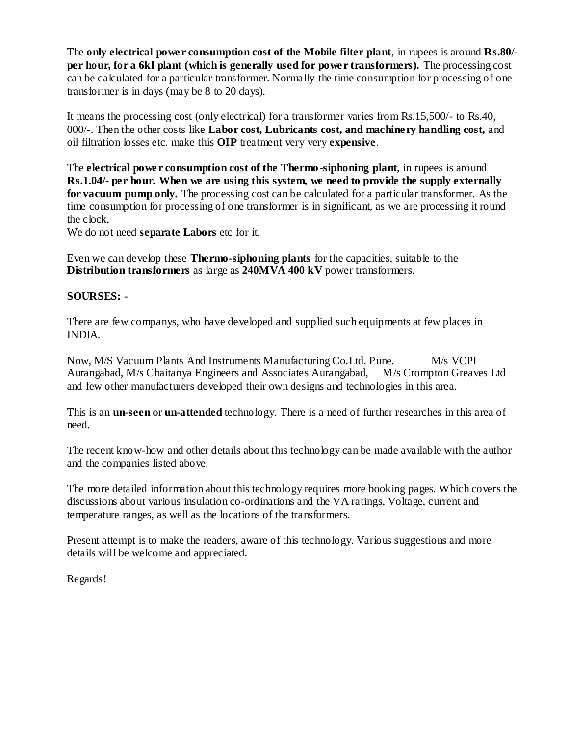The **only electrical power consumption cost of the Mobile filter plant**, in rupees is around **Rs.80/- per hour, for a 6kl plant (which is generally used for power transformers).** The processing cost can be calculated for a particular transformer. Normally the time consumption for processing of one transformer is in days (may be 8 to 20 days).

It means the processing cost (only electrical) for a transformer varies from Rs.15,500/- to Rs.40, 000/-. Then the other costs like **Labor cost, Lubricants cost, and machinery handling cost,** and oil filtration losses etc. make this **OIP** treatment very very **expensive**.

The **electrical power consumption cost of the Thermo-siphoning plant**, in rupees is around **Rs.1.04/- per hour. When we are using this system, we need to provide the supply externally for vacuum pump only.** The processing cost can be calculated for a particular transformer. As the time consumption for processing of one transformer is in significant, as we are processing it round the clock,
We do not need **separate Labors** etc for it.

Even we can develop these **Thermo-siphoning plants** for the capacities, suitable to the **Distribution transformers** as large as **240MVA 400 kV** power transformers.

**SOURSES: -**

There are few companys, who have developed and supplied such equipments at few places in INDIA.

Now, M/S Vacuum Plants And Instruments Manufacturing Co.Ltd. Pune. M/s VCPI Aurangabad, M/s Chaitanya Engineers and Associates Aurangabad, M/s Crompton Greaves Ltd and few other manufacturers developed their own designs and technologies in this area.

This is an **un-seen** or **un-attended** technology. There is a need of further researches in this area of need.

The recent know-how and other details about this technology can be made available with the author and the companies listed above.

The more detailed information about this technology requires more booking pages. Which covers the discussions about various insulation co-ordinations and the VA ratings, Voltage, current and temperature ranges, as well as the locations of the transformers.

Present attempt is to make the readers, aware of this technology. Various suggestions and more details will be welcome and appreciated.

Regards!